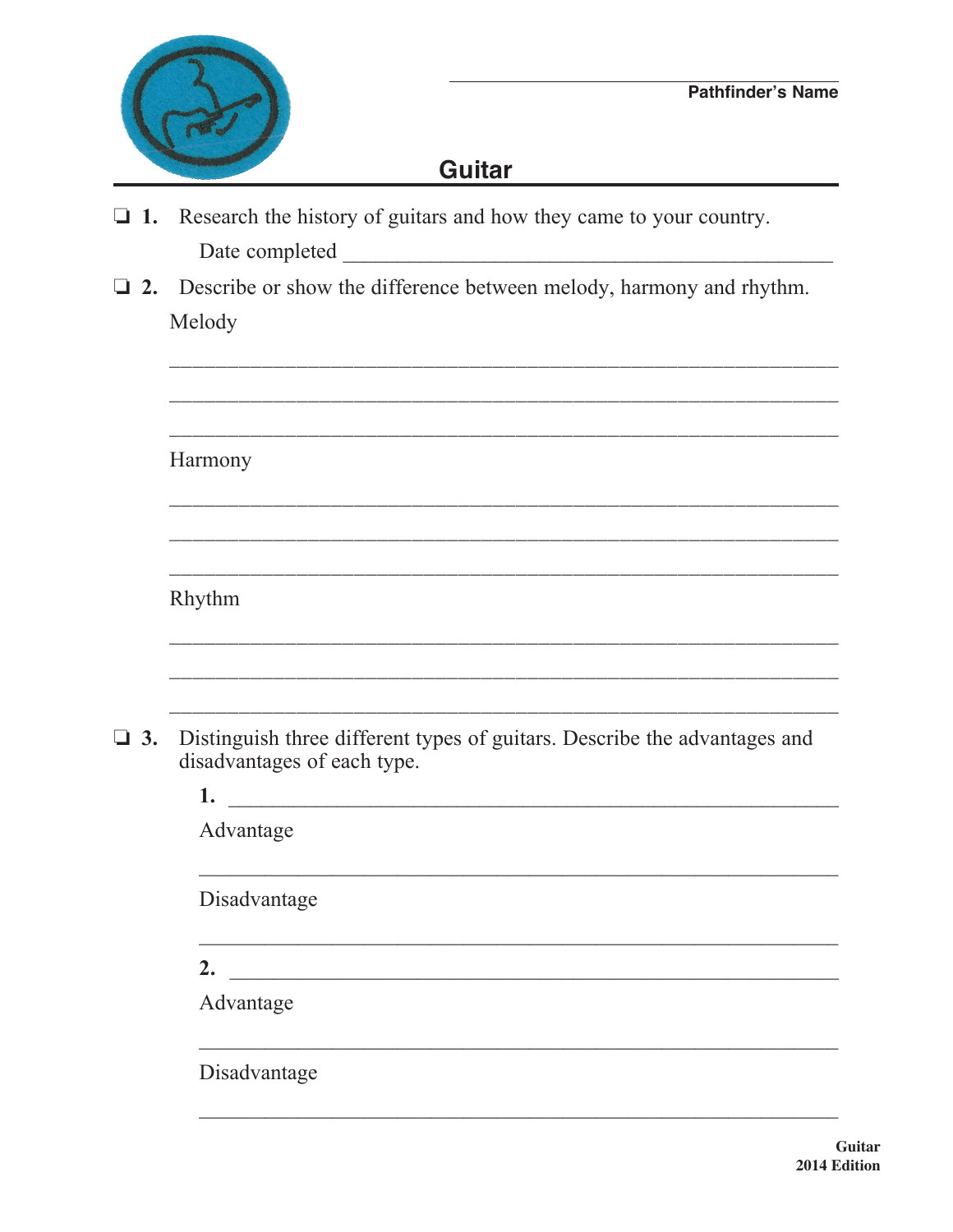Pathfinder's Name ______________________

# Guitar

❑ **1.** Research the history of guitars and how they came to your country.

Date completed ______________________

❑ **2.** Describe or show the difference between melody, harmony and rhythm.

Melody

______________________

______________________

______________________

Harmony

______________________

______________________

______________________

Rhythm

______________________

______________________

______________________

❑ **3.** Distinguish three different types of guitars. Describe the advantages and disadvantages of each type.

**1.** ______________________

Advantage

______________________

Disadvantage

______________________

**2.** ______________________

Advantage

______________________

Disadvantage

______________________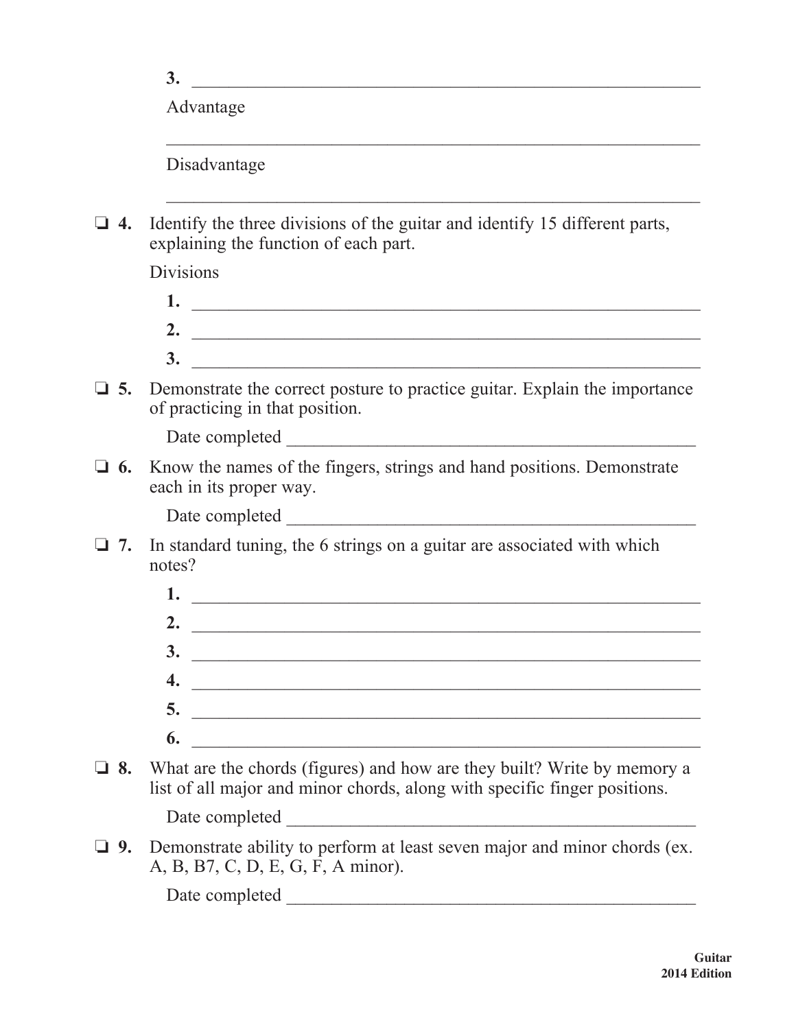3. ____________________________________________________________

   Advantage

   ____________________________________________________________

   Disadvantage

   ____________________________________________________________

❏ **4.** Identify the three divisions of the guitar and identify 15 different parts, explaining the function of each part.

Divisions

1. ____________________________________________________________
2. ____________________________________________________________
3. ____________________________________________________________

❏ **5.** Demonstrate the correct posture to practice guitar. Explain the importance of practicing in that position.

Date completed ______________________________________________

❏ **6.** Know the names of the fingers, strings and hand positions. Demonstrate each in its proper way.

Date completed ______________________________________________

❏ **7.** In standard tuning, the 6 strings on a guitar are associated with which notes?

1. ____________________________________________________________
2. ____________________________________________________________
3. ____________________________________________________________
4. ____________________________________________________________
5. ____________________________________________________________
6. ____________________________________________________________

❏ **8.** What are the chords (figures) and how are they built? Write by memory a list of all major and minor chords, along with specific finger positions.

Date completed ______________________________________________

❏ **9.** Demonstrate ability to perform at least seven major and minor chords (ex. A, B, B7, C, D, E, G, F, A minor).

Date completed ______________________________________________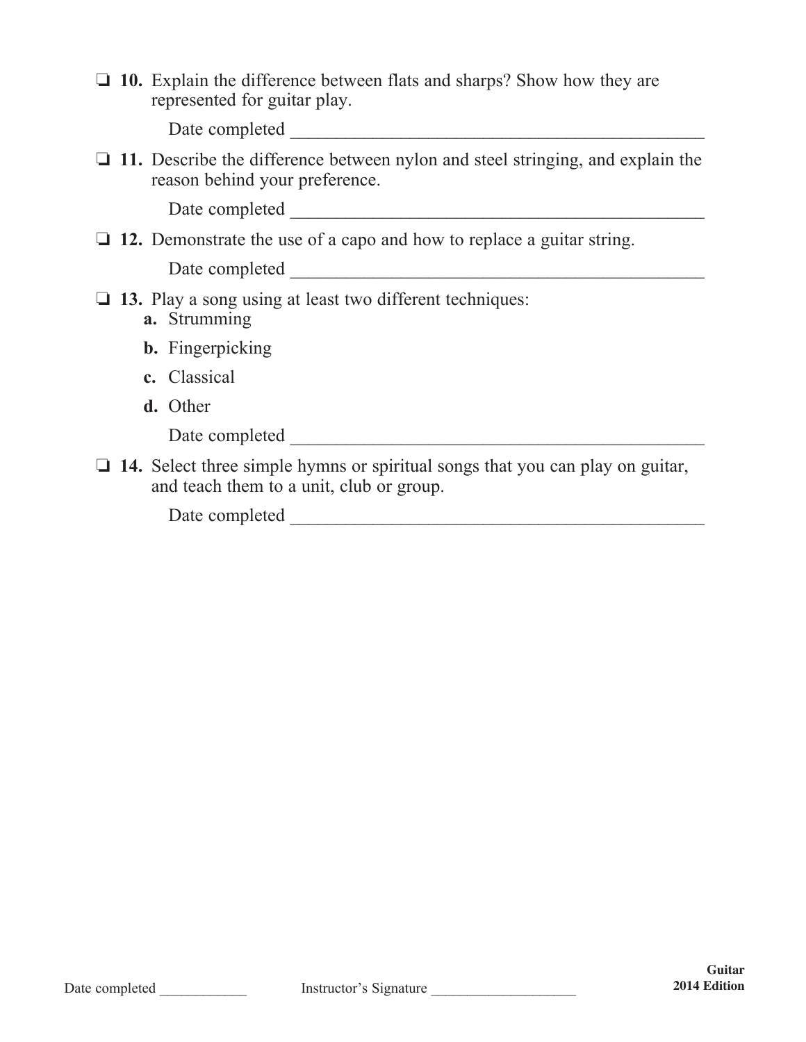❏ **10.** Explain the difference between flats and sharps? Show how they are represented for guitar play.

Date completed ______________________________________________

❏ **11.** Describe the difference between nylon and steel stringing, and explain the reason behind your preference.

Date completed ______________________________________________

❏ **12.** Demonstrate the use of a capo and how to replace a guitar string.

Date completed ______________________________________________

❏ **13.** Play a song using at least two different techniques:

**a.** Strumming

**b.** Fingerpicking

**c.** Classical

**d.** Other

Date completed ______________________________________________

❏ **14.** Select three simple hymns or spiritual songs that you can play on guitar, and teach them to a unit, club or group.

Date completed ______________________________________________

Date completed ____________ Instructor's Signature ____________________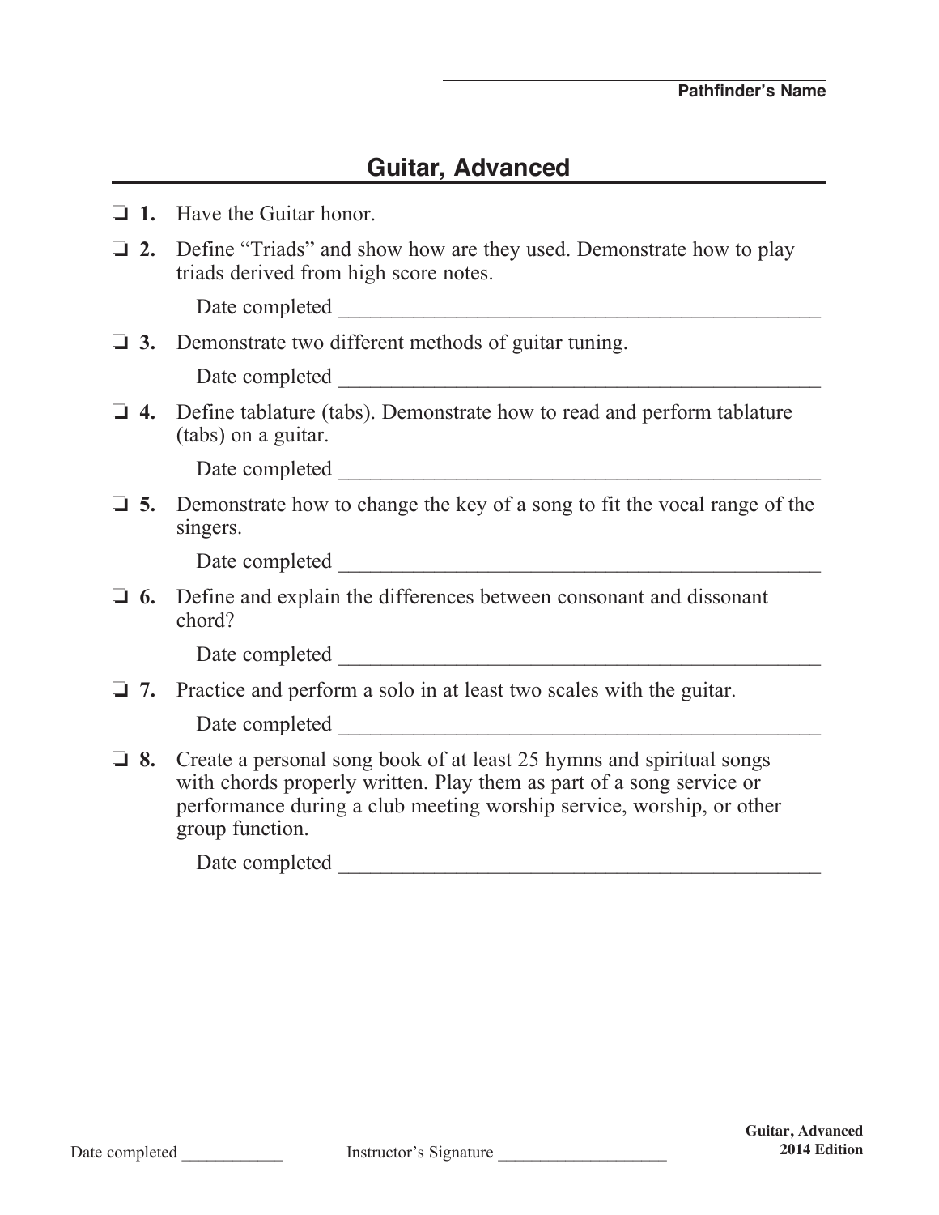Pathfinder's Name

# Guitar, Advanced

❏ **1.** Have the Guitar honor.

❏ **2.** Define "Triads" and show how are they used. Demonstrate how to play triads derived from high score notes.

Date completed ______________________________________________

❏ **3.** Demonstrate two different methods of guitar tuning.

Date completed ______________________________________________

❏ **4.** Define tablature (tabs). Demonstrate how to read and perform tablature (tabs) on a guitar.

Date completed ______________________________________________

❏ **5.** Demonstrate how to change the key of a song to fit the vocal range of the singers.

Date completed ______________________________________________

❏ **6.** Define and explain the differences between consonant and dissonant chord?

Date completed ______________________________________________

❏ **7.** Practice and perform a solo in at least two scales with the guitar.

Date completed ______________________________________________

❏ **8.** Create a personal song book of at least 25 hymns and spiritual songs with chords properly written. Play them as part of a song service or performance during a club meeting worship service, worship, or other group function.

Date completed ______________________________________________

Date completed ____________ Instructor's Signature ____________________

**Guitar, Advanced**
**2014 Edition**